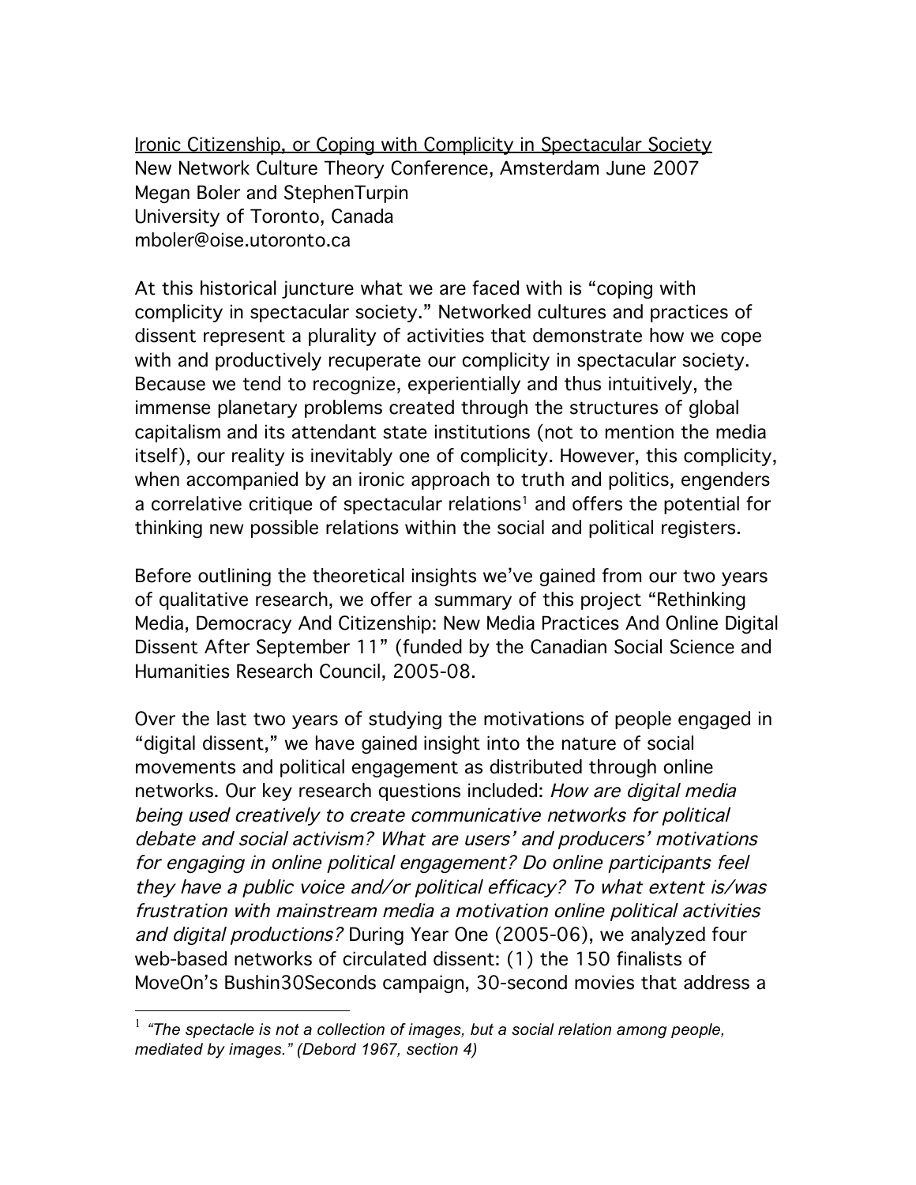<u>Ironic Citizenship, or Coping with Complicity in Spectacular Society</u>
New Network Culture Theory Conference, Amsterdam June 2007
Megan Boler and StephenTurpin
University of Toronto, Canada
mboler@oise.utoronto.ca

At this historical juncture what we are faced with is "coping with complicity in spectacular society." Networked cultures and practices of dissent represent a plurality of activities that demonstrate how we cope with and productively recuperate our complicity in spectacular society. Because we tend to recognize, experientially and thus intuitively, the immense planetary problems created through the structures of global capitalism and its attendant state institutions (not to mention the media itself), our reality is inevitably one of complicity. However, this complicity, when accompanied by an ironic approach to truth and politics, engenders a correlative critique of spectacular relations[1] and offers the potential for thinking new possible relations within the social and political registers.

Before outlining the theoretical insights we've gained from our two years of qualitative research, we offer a summary of this project "Rethinking Media, Democracy And Citizenship: New Media Practices And Online Digital Dissent After September 11" (funded by the Canadian Social Science and Humanities Research Council, 2005-08.

Over the last two years of studying the motivations of people engaged in "digital dissent," we have gained insight into the nature of social movements and political engagement as distributed through online networks. Our key research questions included: *How are digital media being used creatively to create communicative networks for political debate and social activism? What are users' and producers' motivations for engaging in online political engagement? Do online participants feel they have a public voice and/or political efficacy? To what extent is/was frustration with mainstream media a motivation online political activities and digital productions?* During Year One (2005-06), we analyzed four web-based networks of circulated dissent: (1) the 150 finalists of MoveOn's Bushin30Seconds campaign, 30-second movies that address a

[1] *"The spectacle is not a collection of images, but a social relation among people, mediated by images." (Debord 1967, section 4)*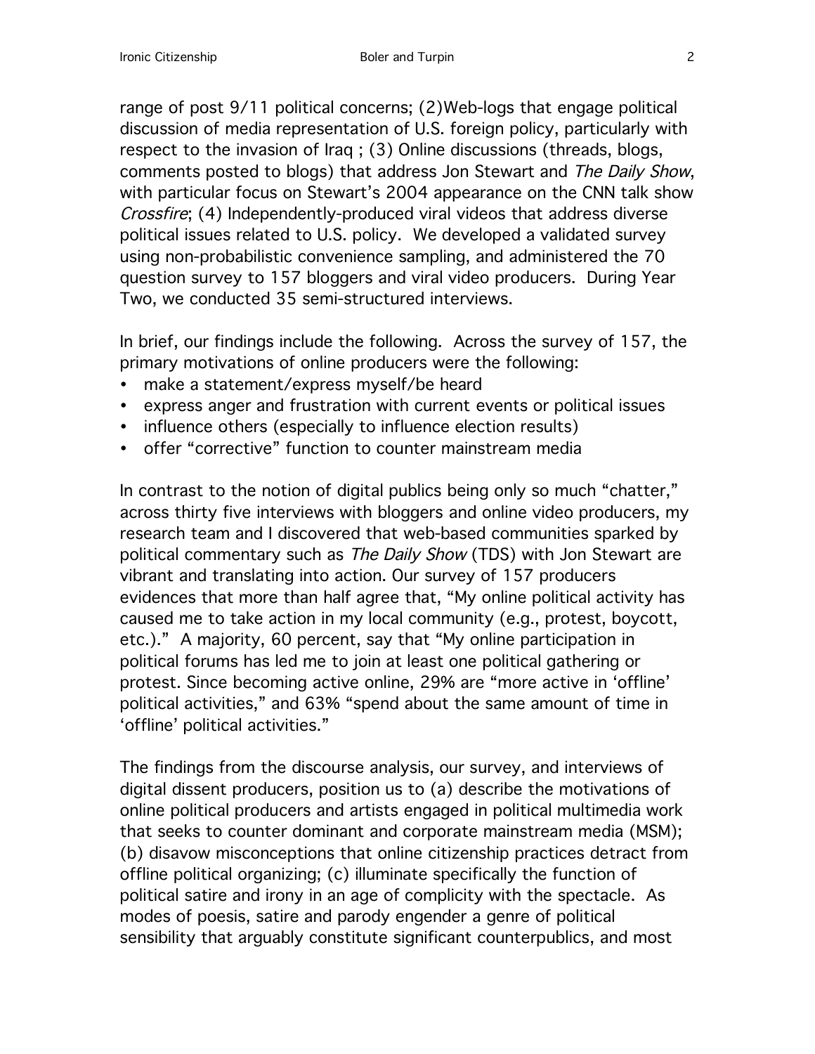range of post 9/11 political concerns; (2)Web-logs that engage political discussion of media representation of U.S. foreign policy, particularly with respect to the invasion of Iraq ; (3) Online discussions (threads, blogs, comments posted to blogs) that address Jon Stewart and *The Daily Show*, with particular focus on Stewart's 2004 appearance on the CNN talk show *Crossfire*; (4) Independently-produced viral videos that address diverse political issues related to U.S. policy. We developed a validated survey using non-probabilistic convenience sampling, and administered the 70 question survey to 157 bloggers and viral video producers. During Year Two, we conducted 35 semi-structured interviews.

In brief, our findings include the following. Across the survey of 157, the primary motivations of online producers were the following:

- make a statement/express myself/be heard
- express anger and frustration with current events or political issues
- influence others (especially to influence election results)
- offer "corrective" function to counter mainstream media

In contrast to the notion of digital publics being only so much "chatter," across thirty five interviews with bloggers and online video producers, my research team and I discovered that web-based communities sparked by political commentary such as *The Daily Show* (TDS) with Jon Stewart are vibrant and translating into action. Our survey of 157 producers evidences that more than half agree that, "My online political activity has caused me to take action in my local community (e.g., protest, boycott, etc.)." A majority, 60 percent, say that "My online participation in political forums has led me to join at least one political gathering or protest. Since becoming active online, 29% are "more active in 'offline' political activities," and 63% "spend about the same amount of time in 'offline' political activities."

The findings from the discourse analysis, our survey, and interviews of digital dissent producers, position us to (a) describe the motivations of online political producers and artists engaged in political multimedia work that seeks to counter dominant and corporate mainstream media (MSM); (b) disavow misconceptions that online citizenship practices detract from offline political organizing; (c) illuminate specifically the function of political satire and irony in an age of complicity with the spectacle. As modes of poesis, satire and parody engender a genre of political sensibility that arguably constitute significant counterpublics, and most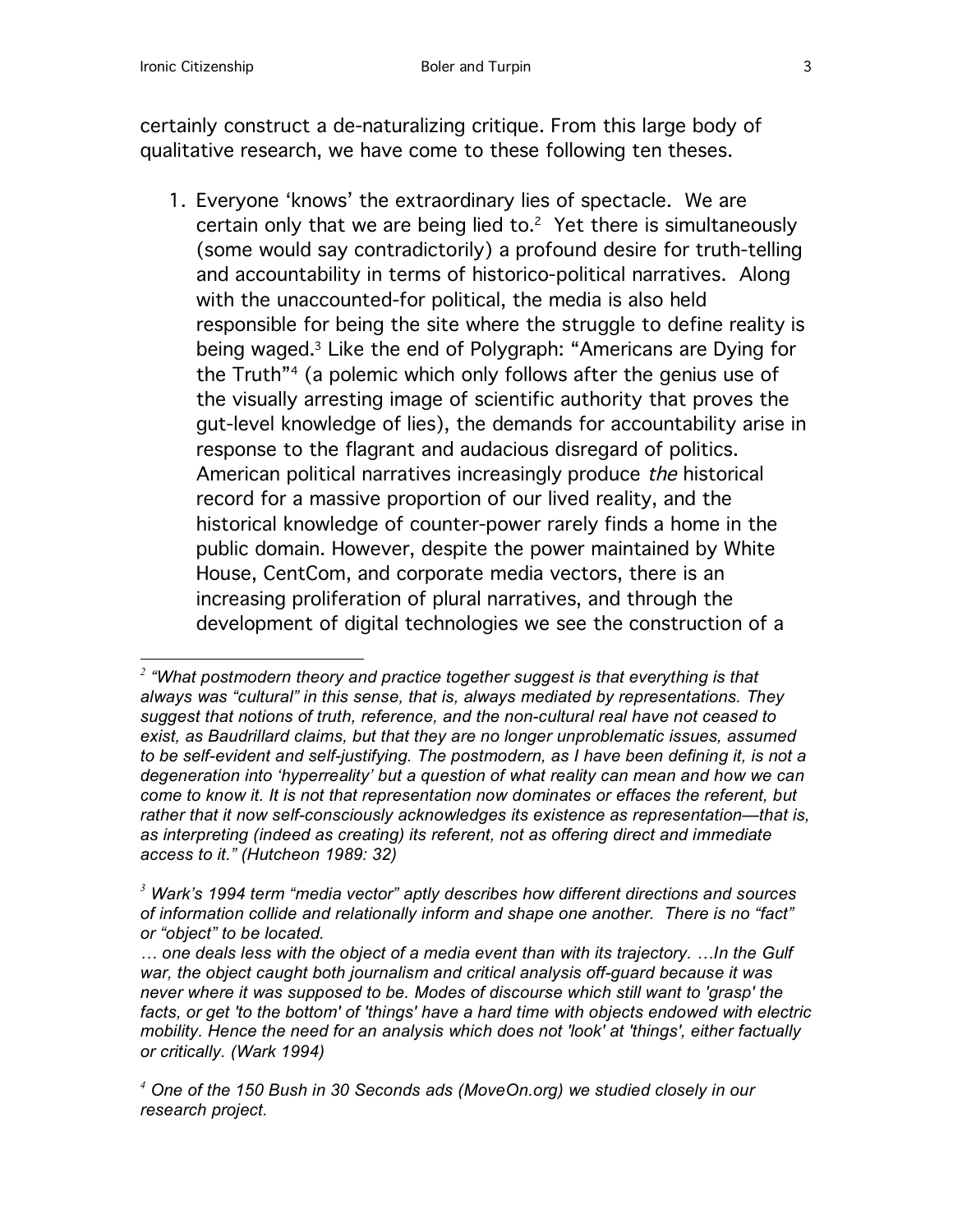certainly construct a de-naturalizing critique. From this large body of qualitative research, we have come to these following ten theses.

1. Everyone 'knows' the extraordinary lies of spectacle. We are certain only that we are being lied to.[2] Yet there is simultaneously (some would say contradictorily) a profound desire for truth-telling and accountability in terms of historico-political narratives. Along with the unaccounted-for political, the media is also held responsible for being the site where the struggle to define reality is being waged.[3] Like the end of Polygraph: "Americans are Dying for the Truth"[4] (a polemic which only follows after the genius use of the visually arresting image of scientific authority that proves the gut-level knowledge of lies), the demands for accountability arise in response to the flagrant and audacious disregard of politics. American political narratives increasingly produce *the* historical record for a massive proportion of our lived reality, and the historical knowledge of counter-power rarely finds a home in the public domain. However, despite the power maintained by White House, CentCom, and corporate media vectors, there is an increasing proliferation of plural narratives, and through the development of digital technologies we see the construction of a

---

[2] *"What postmodern theory and practice together suggest is that everything is that always was "cultural" in this sense, that is, always mediated by representations. They suggest that notions of truth, reference, and the non-cultural real have not ceased to exist, as Baudrillard claims, but that they are no longer unproblematic issues, assumed to be self-evident and self-justifying. The postmodern, as I have been defining it, is not a degeneration into 'hyperreality' but a question of what reality can mean and how we can come to know it. It is not that representation now dominates or effaces the referent, but rather that it now self-consciously acknowledges its existence as representation—that is, as interpreting (indeed as creating) its referent, not as offering direct and immediate access to it." (Hutcheon 1989: 32)*

[3] *Wark's 1994 term "media vector" aptly describes how different directions and sources of information collide and relationally inform and shape one another. There is no "fact" or "object" to be located.*

*… one deals less with the object of a media event than with its trajectory. …In the Gulf war, the object caught both journalism and critical analysis off-guard because it was never where it was supposed to be. Modes of discourse which still want to 'grasp' the facts, or get 'to the bottom' of 'things' have a hard time with objects endowed with electric mobility. Hence the need for an analysis which does not 'look' at 'things', either factually or critically. (Wark 1994)*

[4] *One of the 150 Bush in 30 Seconds ads (MoveOn.org) we studied closely in our research project.*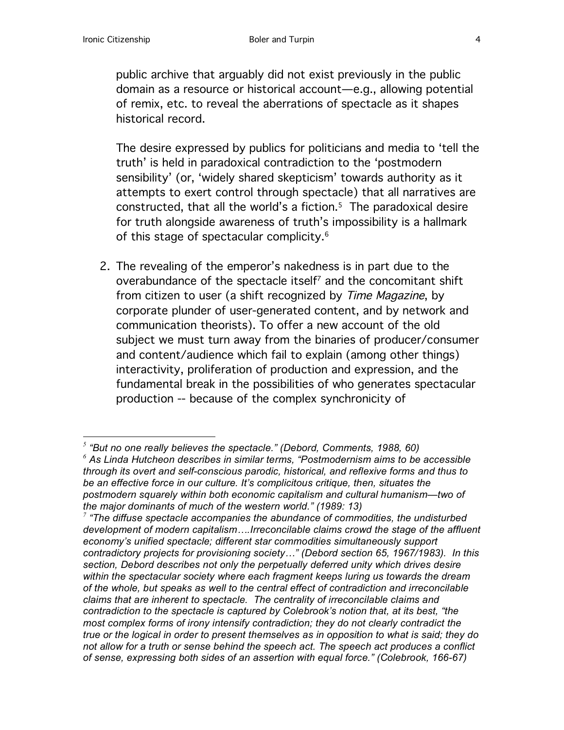public archive that arguably did not exist previously in the public domain as a resource or historical account—e.g., allowing potential of remix, etc. to reveal the aberrations of spectacle as it shapes historical record.

The desire expressed by publics for politicians and media to 'tell the truth' is held in paradoxical contradiction to the 'postmodern sensibility' (or, 'widely shared skepticism' towards authority as it attempts to exert control through spectacle) that all narratives are constructed, that all the world's a fiction.[5] The paradoxical desire for truth alongside awareness of truth's impossibility is a hallmark of this stage of spectacular complicity.[6]

2. The revealing of the emperor's nakedness is in part due to the overabundance of the spectacle itself[7] and the concomitant shift from citizen to user (a shift recognized by *Time Magazine*, by corporate plunder of user-generated content, and by network and communication theorists). To offer a new account of the old subject we must turn away from the binaries of producer/consumer and content/audience which fail to explain (among other things) interactivity, proliferation of production and expression, and the fundamental break in the possibilities of who generates spectacular production -- because of the complex synchronicity of

---

[5] *"But no one really believes the spectacle." (Debord, Comments, 1988, 60)*

[6] *As Linda Hutcheon describes in similar terms, "Postmodernism aims to be accessible through its overt and self-conscious parodic, historical, and reflexive forms and thus to be an effective force in our culture. It's complicitous critique, then, situates the postmodern squarely within both economic capitalism and cultural humanism—two of the major dominants of much of the western world." (1989: 13)*

[7] *"The diffuse spectacle accompanies the abundance of commodities, the undisturbed development of modern capitalism….Irreconcilable claims crowd the stage of the affluent economy's unified spectacle; different star commodities simultaneously support contradictory projects for provisioning society…" (Debord section 65, 1967/1983). In this section, Debord describes not only the perpetually deferred unity which drives desire within the spectacular society where each fragment keeps luring us towards the dream of the whole, but speaks as well to the central effect of contradiction and irreconcilable claims that are inherent to spectacle. The centrality of irreconcilable claims and contradiction to the spectacle is captured by Colebrook's notion that, at its best, "the most complex forms of irony intensify contradiction; they do not clearly contradict the true or the logical in order to present themselves as in opposition to what is said; they do not allow for a truth or sense behind the speech act. The speech act produces a conflict of sense, expressing both sides of an assertion with equal force." (Colebrook, 166-67)*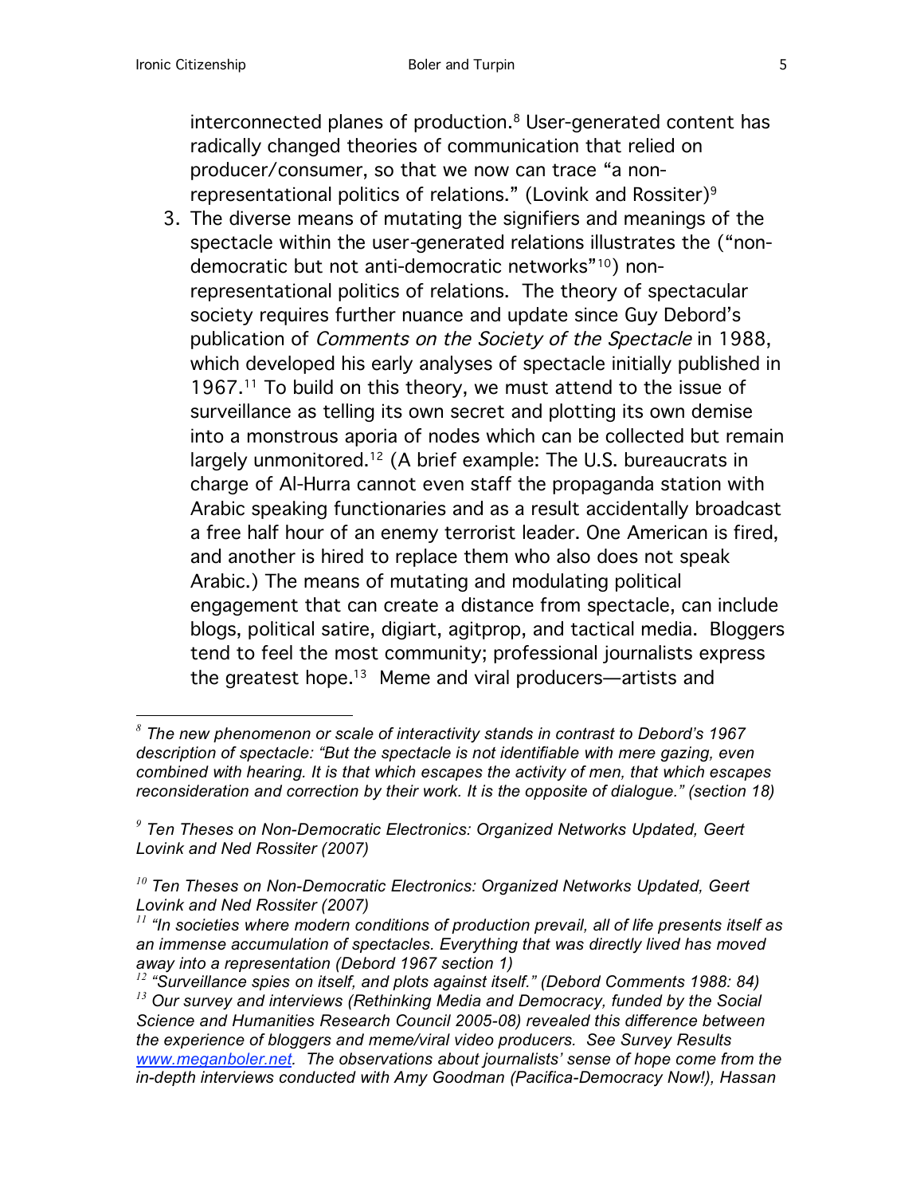interconnected planes of production.[8] User-generated content has radically changed theories of communication that relied on producer/consumer, so that we now can trace "a non-representational politics of relations." (Lovink and Rossiter)[9]

3. The diverse means of mutating the signifiers and meanings of the spectacle within the user-generated relations illustrates the ("non-democratic but not anti-democratic networks"[10]) non-representational politics of relations. The theory of spectacular society requires further nuance and update since Guy Debord's publication of *Comments on the Society of the Spectacle* in 1988, which developed his early analyses of spectacle initially published in 1967.[11] To build on this theory, we must attend to the issue of surveillance as telling its own secret and plotting its own demise into a monstrous aporia of nodes which can be collected but remain largely unmonitored.[12] (A brief example: The U.S. bureaucrats in charge of Al-Hurra cannot even staff the propaganda station with Arabic speaking functionaries and as a result accidentally broadcast a free half hour of an enemy terrorist leader. One American is fired, and another is hired to replace them who also does not speak Arabic.) The means of mutating and modulating political engagement that can create a distance from spectacle, can include blogs, political satire, digiart, agitprop, and tactical media. Bloggers tend to feel the most community; professional journalists express the greatest hope.[13] Meme and viral producers—artists and

---

[8] *The new phenomenon or scale of interactivity stands in contrast to Debord's 1967 description of spectacle: "But the spectacle is not identifiable with mere gazing, even combined with hearing. It is that which escapes the activity of men, that which escapes reconsideration and correction by their work. It is the opposite of dialogue." (section 18)*

[9] *Ten Theses on Non-Democratic Electronics: Organized Networks Updated, Geert Lovink and Ned Rossiter (2007)*

[10] *Ten Theses on Non-Democratic Electronics: Organized Networks Updated, Geert Lovink and Ned Rossiter (2007)*

[11] *"In societies where modern conditions of production prevail, all of life presents itself as an immense accumulation of spectacles. Everything that was directly lived has moved away into a representation (Debord 1967 section 1)*

[12] *"Surveillance spies on itself, and plots against itself." (Debord Comments 1988: 84)*

[13] *Our survey and interviews (Rethinking Media and Democracy, funded by the Social Science and Humanities Research Council 2005-08) revealed this difference between the experience of bloggers and meme/viral video producers. See Survey Results www.meganboler.net. The observations about journalists' sense of hope come from the in-depth interviews conducted with Amy Goodman (Pacifica-Democracy Now!), Hassan*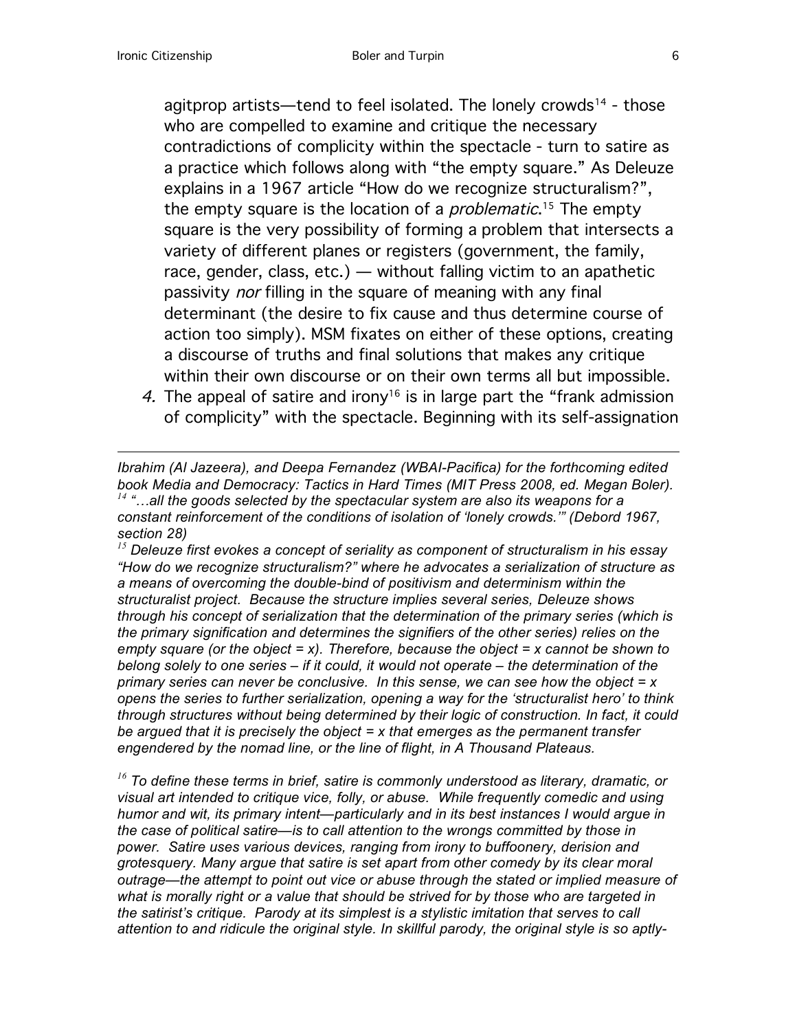agitprop artists—tend to feel isolated. The lonely crowds[14] - those who are compelled to examine and critique the necessary contradictions of complicity within the spectacle - turn to satire as a practice which follows along with "the empty square." As Deleuze explains in a 1967 article "How do we recognize structuralism?", the empty square is the location of a *problematic*.[15] The empty square is the very possibility of forming a problem that intersects a variety of different planes or registers (government, the family, race, gender, class, etc.) — without falling victim to an apathetic passivity *nor* filling in the square of meaning with any final determinant (the desire to fix cause and thus determine course of action too simply). MSM fixates on either of these options, creating a discourse of truths and final solutions that makes any critique within their own discourse or on their own terms all but impossible.

4. The appeal of satire and irony[16] is in large part the "frank admission of complicity" with the spectacle. Beginning with its self-assignation

---

*Ibrahim (Al Jazeera), and Deepa Fernandez (WBAI-Pacifica) for the forthcoming edited book Media and Democracy: Tactics in Hard Times (MIT Press 2008, ed. Megan Boler).*

[14] *"…all the goods selected by the spectacular system are also its weapons for a constant reinforcement of the conditions of isolation of 'lonely crowds.'" (Debord 1967, section 28)*

[15] *Deleuze first evokes a concept of seriality as component of structuralism in his essay "How do we recognize structuralism?" where he advocates a serialization of structure as a means of overcoming the double-bind of positivism and determinism within the structuralist project. Because the structure implies several series, Deleuze shows through his concept of serialization that the determination of the primary series (which is the primary signification and determines the signifiers of the other series) relies on the empty square (or the object = x). Therefore, because the object = x cannot be shown to belong solely to one series – if it could, it would not operate – the determination of the primary series can never be conclusive. In this sense, we can see how the object = x opens the series to further serialization, opening a way for the 'structuralist hero' to think through structures without being determined by their logic of construction. In fact, it could be argued that it is precisely the object = x that emerges as the permanent transfer engendered by the nomad line, or the line of flight, in A Thousand Plateaus.*

[16] *To define these terms in brief, satire is commonly understood as literary, dramatic, or visual art intended to critique vice, folly, or abuse. While frequently comedic and using humor and wit, its primary intent—particularly and in its best instances I would argue in the case of political satire—is to call attention to the wrongs committed by those in power. Satire uses various devices, ranging from irony to buffoonery, derision and grotesquery. Many argue that satire is set apart from other comedy by its clear moral outrage—the attempt to point out vice or abuse through the stated or implied measure of what is morally right or a value that should be strived for by those who are targeted in the satirist's critique. Parody at its simplest is a stylistic imitation that serves to call attention to and ridicule the original style. In skillful parody, the original style is so aptly-*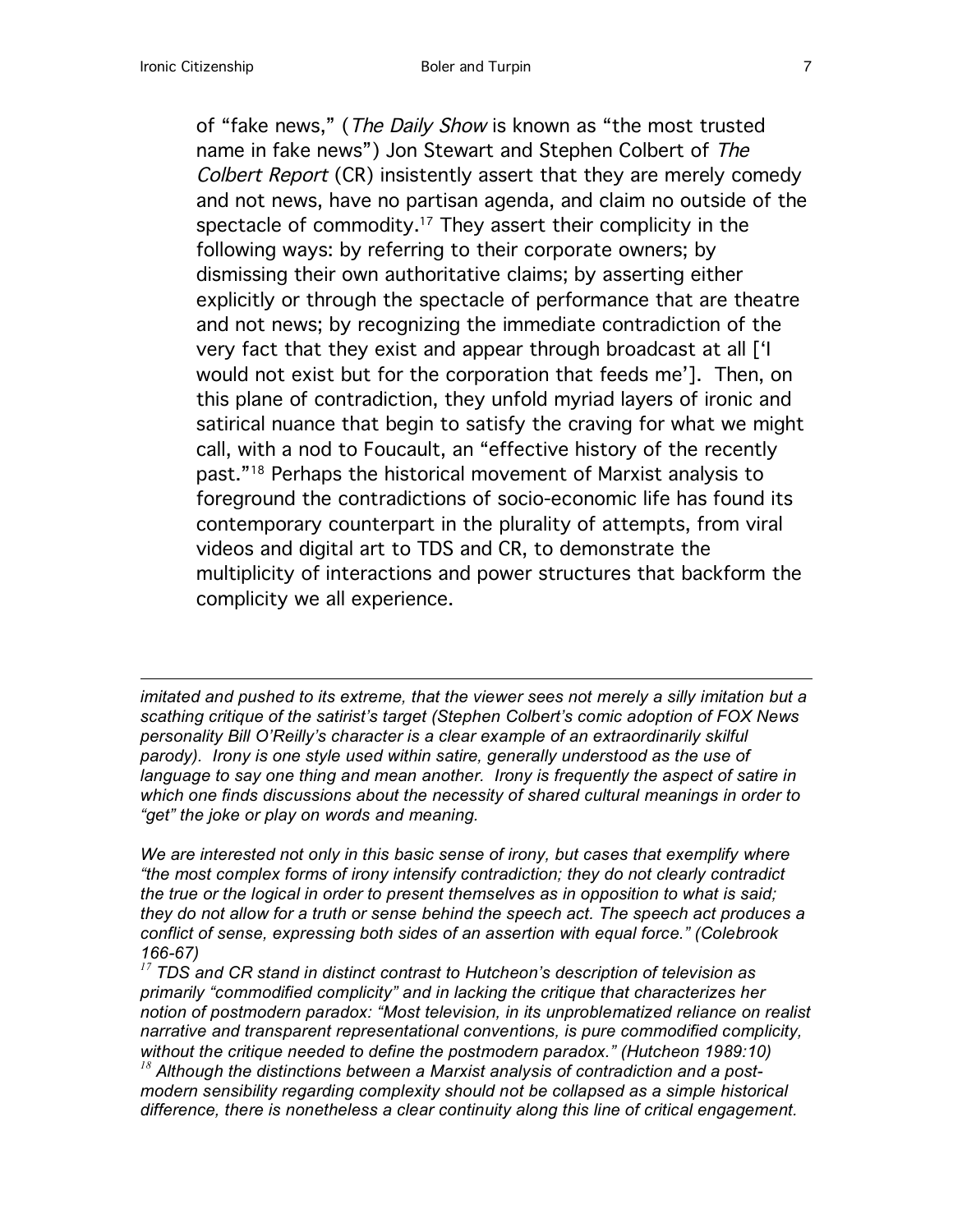of "fake news," (*The Daily Show* is known as "the most trusted name in fake news") Jon Stewart and Stephen Colbert of *The Colbert Report* (CR) insistently assert that they are merely comedy and not news, have no partisan agenda, and claim no outside of the spectacle of commodity.[17] They assert their complicity in the following ways: by referring to their corporate owners; by dismissing their own authoritative claims; by asserting either explicitly or through the spectacle of performance that are theatre and not news; by recognizing the immediate contradiction of the very fact that they exist and appear through broadcast at all ['I would not exist but for the corporation that feeds me']. Then, on this plane of contradiction, they unfold myriad layers of ironic and satirical nuance that begin to satisfy the craving for what we might call, with a nod to Foucault, an "effective history of the recently past."[18] Perhaps the historical movement of Marxist analysis to foreground the contradictions of socio-economic life has found its contemporary counterpart in the plurality of attempts, from viral videos and digital art to TDS and CR, to demonstrate the multiplicity of interactions and power structures that backform the complicity we all experience.

---

*imitated and pushed to its extreme, that the viewer sees not merely a silly imitation but a scathing critique of the satirist's target (Stephen Colbert's comic adoption of FOX News personality Bill O'Reilly's character is a clear example of an extraordinarily skilful parody). Irony is one style used within satire, generally understood as the use of language to say one thing and mean another. Irony is frequently the aspect of satire in which one finds discussions about the necessity of shared cultural meanings in order to "get" the joke or play on words and meaning.*

*We are interested not only in this basic sense of irony, but cases that exemplify where "the most complex forms of irony intensify contradiction; they do not clearly contradict the true or the logical in order to present themselves as in opposition to what is said; they do not allow for a truth or sense behind the speech act. The speech act produces a conflict of sense, expressing both sides of an assertion with equal force." (Colebrook 166-67)*

[17] *TDS and CR stand in distinct contrast to Hutcheon's description of television as primarily "commodified complicity" and in lacking the critique that characterizes her notion of postmodern paradox: "Most television, in its unproblematized reliance on realist narrative and transparent representational conventions, is pure commodified complicity, without the critique needed to define the postmodern paradox." (Hutcheon 1989:10)*

[18] *Although the distinctions between a Marxist analysis of contradiction and a post-modern sensibility regarding complexity should not be collapsed as a simple historical difference, there is nonetheless a clear continuity along this line of critical engagement.*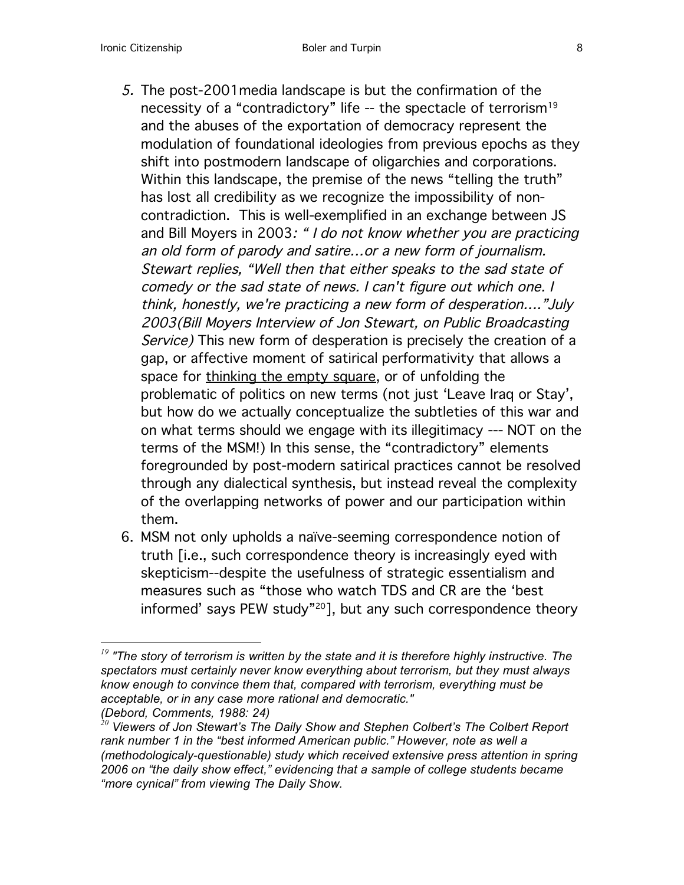5. The post-2001media landscape is but the confirmation of the necessity of a "contradictory" life -- the spectacle of terrorism[19] and the abuses of the exportation of democracy represent the modulation of foundational ideologies from previous epochs as they shift into postmodern landscape of oligarchies and corporations. Within this landscape, the premise of the news "telling the truth" has lost all credibility as we recognize the impossibility of non-contradiction. This is well-exemplified in an exchange between JS and Bill Moyers in 2003*: " I do not know whether you are practicing an old form of parody and satire...or a new form of journalism. Stewart replies, "Well then that either speaks to the sad state of comedy or the sad state of news. I can't figure out which one. I think, honestly, we're practicing a new form of desperation...." July 2003(Bill Moyers Interview of Jon Stewart, on Public Broadcasting Service)* This new form of desperation is precisely the creation of a gap, or affective moment of satirical performativity that allows a space for <u>thinking the empty square</u>, or of unfolding the problematic of politics on new terms (not just 'Leave Iraq or Stay', but how do we actually conceptualize the subtleties of this war and on what terms should we engage with its illegitimacy --- NOT on the terms of the MSM!) In this sense, the "contradictory" elements foregrounded by post-modern satirical practices cannot be resolved through any dialectical synthesis, but instead reveal the complexity of the overlapping networks of power and our participation within them.
6. MSM not only upholds a naïve-seeming correspondence notion of truth [i.e., such correspondence theory is increasingly eyed with skepticism--despite the usefulness of strategic essentialism and measures such as "those who watch TDS and CR are the 'best informed' says PEW study"[20]], but any such correspondence theory

---

[19] *"The story of terrorism is written by the state and it is therefore highly instructive. The spectators must certainly never know everything about terrorism, but they must always know enough to convince them that, compared with terrorism, everything must be acceptable, or in any case more rational and democratic." (Debord, Comments, 1988: 24)*

[20] *Viewers of Jon Stewart's The Daily Show and Stephen Colbert's The Colbert Report rank number 1 in the "best informed American public." However, note as well a (methodologicaly-questionable) study which received extensive press attention in spring 2006 on "the daily show effect," evidencing that a sample of college students became "more cynical" from viewing The Daily Show.*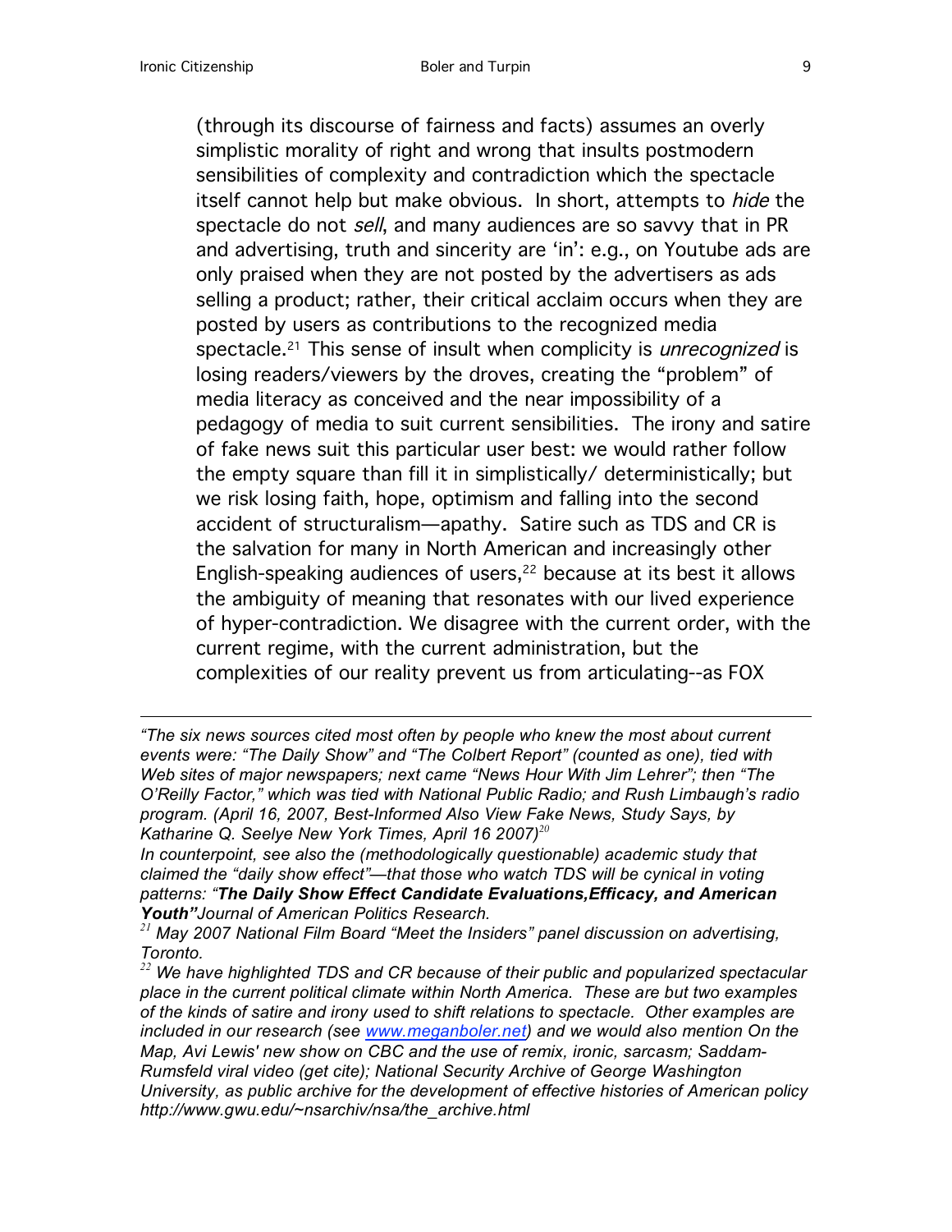(through its discourse of fairness and facts) assumes an overly simplistic morality of right and wrong that insults postmodern sensibilities of complexity and contradiction which the spectacle itself cannot help but make obvious. In short, attempts to *hide* the spectacle do not *sell*, and many audiences are so savvy that in PR and advertising, truth and sincerity are 'in': e.g., on Youtube ads are only praised when they are not posted by the advertisers as ads selling a product; rather, their critical acclaim occurs when they are posted by users as contributions to the recognized media spectacle.[21] This sense of insult when complicity is *unrecognized* is losing readers/viewers by the droves, creating the "problem" of media literacy as conceived and the near impossibility of a pedagogy of media to suit current sensibilities. The irony and satire of fake news suit this particular user best: we would rather follow the empty square than fill it in simplistically/ deterministically; but we risk losing faith, hope, optimism and falling into the second accident of structuralism—apathy. Satire such as TDS and CR is the salvation for many in North American and increasingly other English-speaking audiences of users,[22] because at its best it allows the ambiguity of meaning that resonates with our lived experience of hyper-contradiction. We disagree with the current order, with the current regime, with the current administration, but the complexities of our reality prevent us from articulating--as FOX

---

*"The six news sources cited most often by people who knew the most about current events were: "The Daily Show" and "The Colbert Report" (counted as one), tied with Web sites of major newspapers; next came "News Hour With Jim Lehrer"; then "The O'Reilly Factor," which was tied with National Public Radio; and Rush Limbaugh's radio program. (April 16, 2007, Best-Informed Also View Fake News, Study Says, by Katharine Q. Seelye New York Times, April 16 2007)*[20]

*In counterpoint, see also the (methodologically questionable) academic study that claimed the "daily show effect"—that those who watch TDS will be cynical in voting patterns: "**The Daily Show Effect Candidate Evaluations,Efficacy, and American Youth"** Journal of American Politics Research.*

[21] *May 2007 National Film Board "Meet the Insiders" panel discussion on advertising, Toronto.*

[22] *We have highlighted TDS and CR because of their public and popularized spectacular place in the current political climate within North America. These are but two examples of the kinds of satire and irony used to shift relations to spectacle. Other examples are included in our research (see www.meganboler.net) and we would also mention On the Map, Avi Lewis' new show on CBC and the use of remix, ironic, sarcasm; Saddam-Rumsfeld viral video (get cite); National Security Archive of George Washington University, as public archive for the development of effective histories of American policy http://www.gwu.edu/~nsarchiv/nsa/the_archive.html*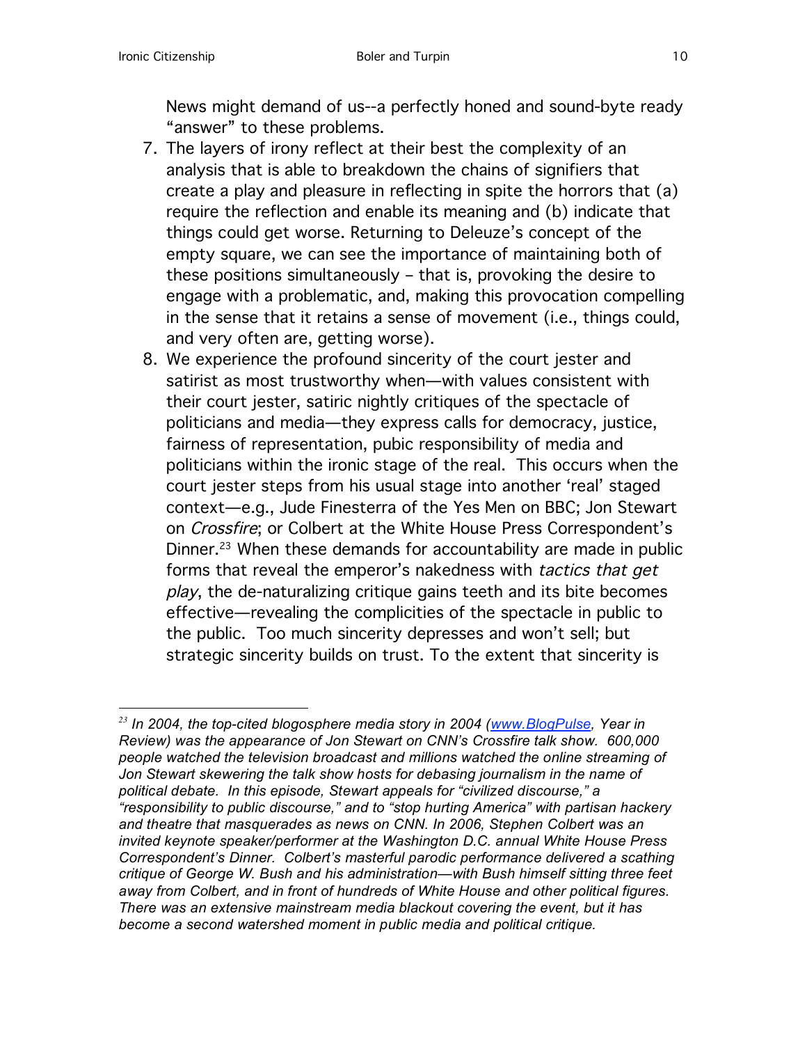News might demand of us--a perfectly honed and sound-byte ready "answer" to these problems.

7. The layers of irony reflect at their best the complexity of an analysis that is able to breakdown the chains of signifiers that create a play and pleasure in reflecting in spite the horrors that (a) require the reflection and enable its meaning and (b) indicate that things could get worse. Returning to Deleuze's concept of the empty square, we can see the importance of maintaining both of these positions simultaneously – that is, provoking the desire to engage with a problematic, and, making this provocation compelling in the sense that it retains a sense of movement (i.e., things could, and very often are, getting worse).
8. We experience the profound sincerity of the court jester and satirist as most trustworthy when—with values consistent with their court jester, satiric nightly critiques of the spectacle of politicians and media—they express calls for democracy, justice, fairness of representation, pubic responsibility of media and politicians within the ironic stage of the real. This occurs when the court jester steps from his usual stage into another 'real' staged context—e.g., Jude Finesterra of the Yes Men on BBC; Jon Stewart on *Crossfire*; or Colbert at the White House Press Correspondent's Dinner.[23] When these demands for accountability are made in public forms that reveal the emperor's nakedness with *tactics that get play*, the de-naturalizing critique gains teeth and its bite becomes effective—revealing the complicities of the spectacle in public to the public. Too much sincerity depresses and won't sell; but strategic sincerity builds on trust. To the extent that sincerity is

---

*[23] In 2004, the top-cited blogosphere media story in 2004 ([www.BlogPulse](www.BlogPulse), Year in Review) was the appearance of Jon Stewart on CNN's Crossfire talk show. 600,000 people watched the television broadcast and millions watched the online streaming of Jon Stewart skewering the talk show hosts for debasing journalism in the name of political debate. In this episode, Stewart appeals for "civilized discourse," a "responsibility to public discourse," and to "stop hurting America" with partisan hackery and theatre that masquerades as news on CNN. In 2006, Stephen Colbert was an invited keynote speaker/performer at the Washington D.C. annual White House Press Correspondent's Dinner. Colbert's masterful parodic performance delivered a scathing critique of George W. Bush and his administration—with Bush himself sitting three feet away from Colbert, and in front of hundreds of White House and other political figures. There was an extensive mainstream media blackout covering the event, but it has become a second watershed moment in public media and political critique.*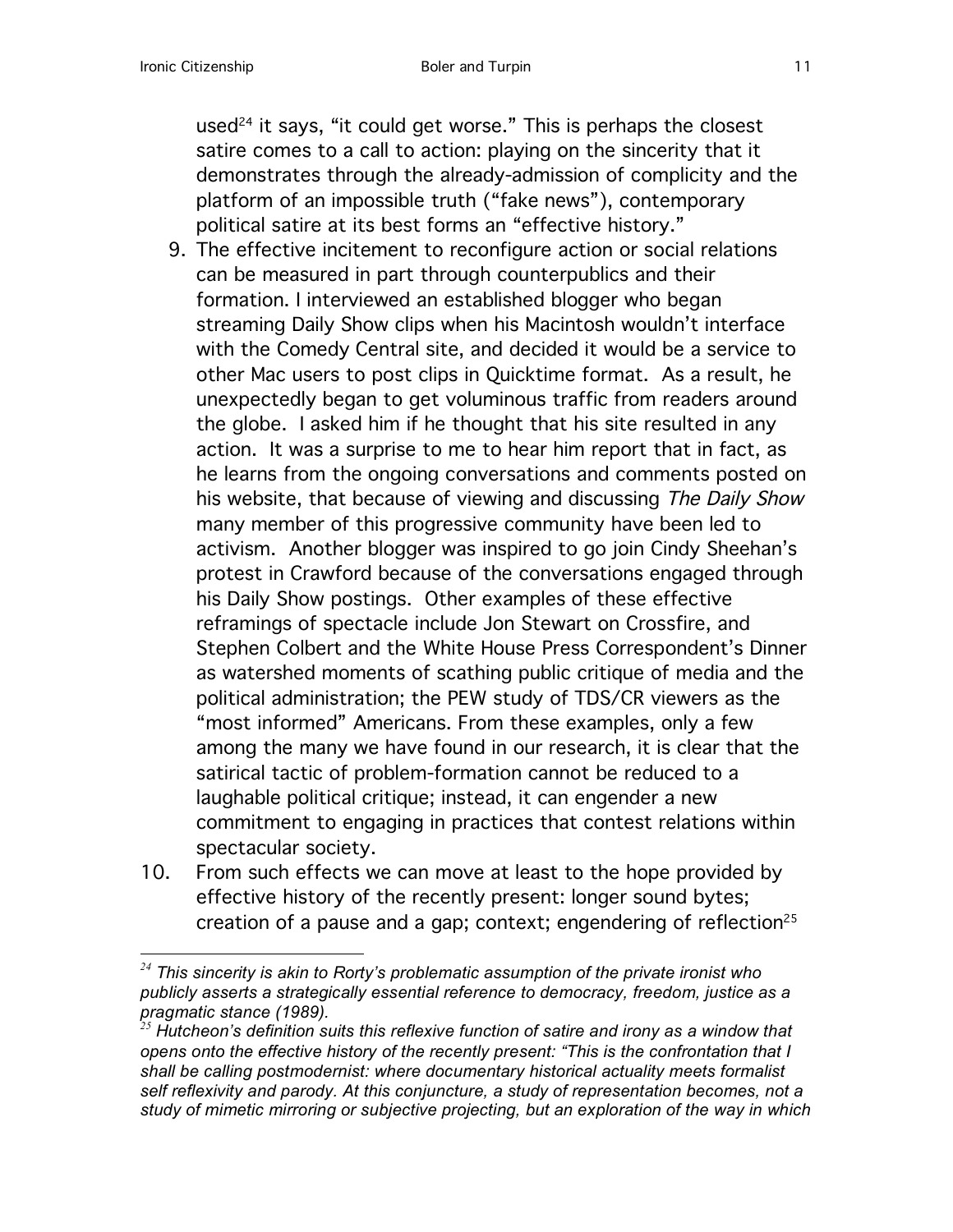used[24] it says, "it could get worse." This is perhaps the closest satire comes to a call to action: playing on the sincerity that it demonstrates through the already-admission of complicity and the platform of an impossible truth ("fake news"), contemporary political satire at its best forms an "effective history."

9. The effective incitement to reconfigure action or social relations can be measured in part through counterpublics and their formation. I interviewed an established blogger who began streaming Daily Show clips when his Macintosh wouldn't interface with the Comedy Central site, and decided it would be a service to other Mac users to post clips in Quicktime format. As a result, he unexpectedly began to get voluminous traffic from readers around the globe. I asked him if he thought that his site resulted in any action. It was a surprise to me to hear him report that in fact, as he learns from the ongoing conversations and comments posted on his website, that because of viewing and discussing *The Daily Show* many member of this progressive community have been led to activism. Another blogger was inspired to go join Cindy Sheehan's protest in Crawford because of the conversations engaged through his Daily Show postings. Other examples of these effective reframings of spectacle include Jon Stewart on Crossfire, and Stephen Colbert and the White House Press Correspondent's Dinner as watershed moments of scathing public critique of media and the political administration; the PEW study of TDS/CR viewers as the "most informed" Americans. From these examples, only a few among the many we have found in our research, it is clear that the satirical tactic of problem-formation cannot be reduced to a laughable political critique; instead, it can engender a new commitment to engaging in practices that contest relations within spectacular society.
10. From such effects we can move at least to the hope provided by effective history of the recently present: longer sound bytes; creation of a pause and a gap; context; engendering of reflection[25]

---

[24] *This sincerity is akin to Rorty's problematic assumption of the private ironist who publicly asserts a strategically essential reference to democracy, freedom, justice as a pragmatic stance (1989).*

[25] *Hutcheon's definition suits this reflexive function of satire and irony as a window that opens onto the effective history of the recently present: "This is the confrontation that I shall be calling postmodernist: where documentary historical actuality meets formalist self reflexivity and parody. At this conjuncture, a study of representation becomes, not a study of mimetic mirroring or subjective projecting, but an exploration of the way in which*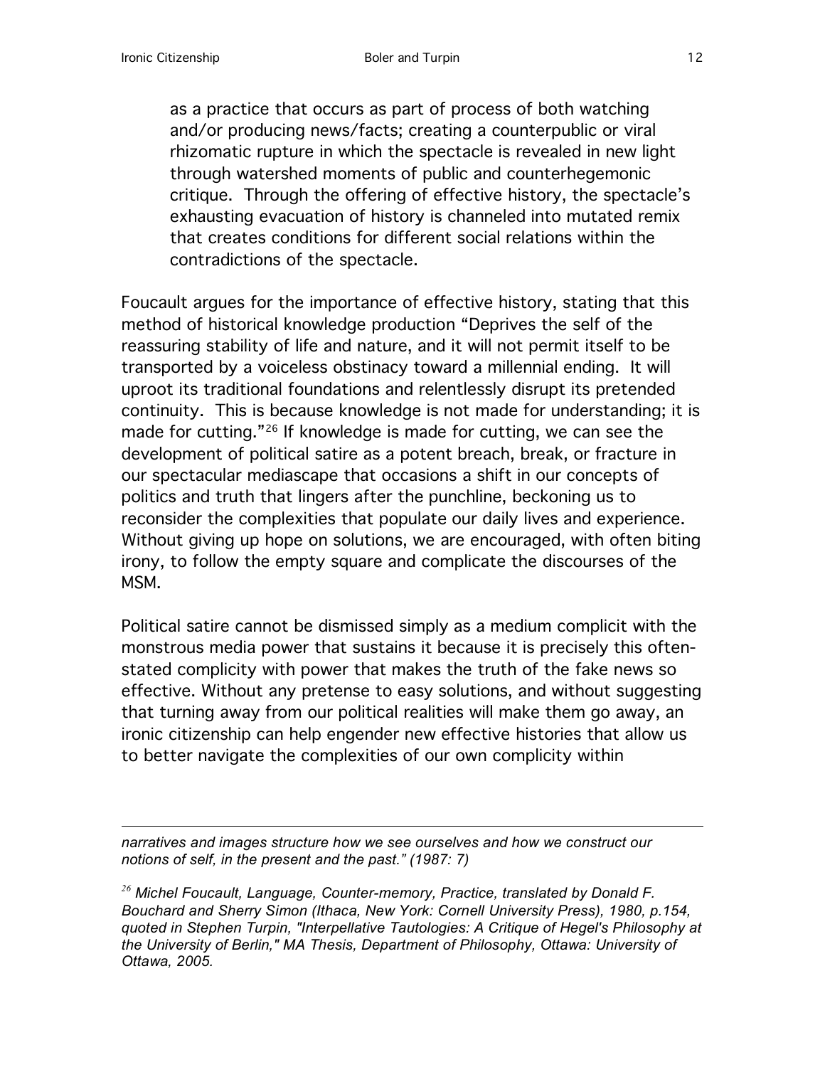> as a practice that occurs as part of process of both watching and/or producing news/facts; creating a counterpublic or viral rhizomatic rupture in which the spectacle is revealed in new light through watershed moments of public and counterhegemonic critique. Through the offering of effective history, the spectacle's exhausting evacuation of history is channeled into mutated remix that creates conditions for different social relations within the contradictions of the spectacle.

Foucault argues for the importance of effective history, stating that this method of historical knowledge production "Deprives the self of the reassuring stability of life and nature, and it will not permit itself to be transported by a voiceless obstinacy toward a millennial ending. It will uproot its traditional foundations and relentlessly disrupt its pretended continuity. This is because knowledge is not made for understanding; it is made for cutting."[26] If knowledge is made for cutting, we can see the development of political satire as a potent breach, break, or fracture in our spectacular mediascape that occasions a shift in our concepts of politics and truth that lingers after the punchline, beckoning us to reconsider the complexities that populate our daily lives and experience. Without giving up hope on solutions, we are encouraged, with often biting irony, to follow the empty square and complicate the discourses of the MSM.

Political satire cannot be dismissed simply as a medium complicit with the monstrous media power that sustains it because it is precisely this often-stated complicity with power that makes the truth of the fake news so effective. Without any pretense to easy solutions, and without suggesting that turning away from our political realities will make them go away, an ironic citizenship can help engender new effective histories that allow us to better navigate the complexities of our own complicity within

---

*narratives and images structure how we see ourselves and how we construct our notions of self, in the present and the past." (1987: 7)*

[26] *Michel Foucault, Language, Counter-memory, Practice, translated by Donald F. Bouchard and Sherry Simon (Ithaca, New York: Cornell University Press), 1980, p.154, quoted in Stephen Turpin, "Interpellative Tautologies: A Critique of Hegel's Philosophy at the University of Berlin," MA Thesis, Department of Philosophy, Ottawa: University of Ottawa, 2005.*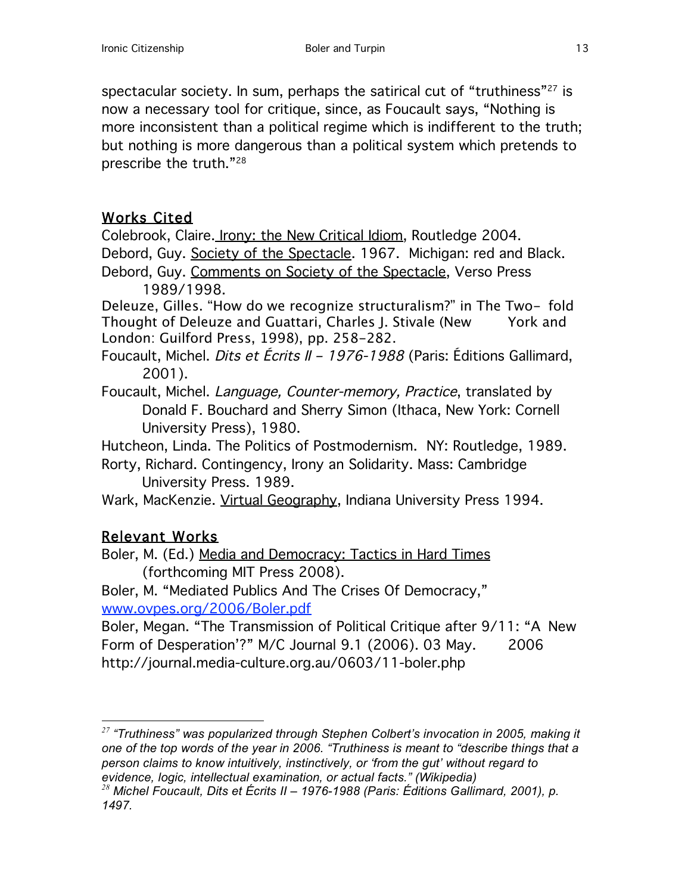spectacular society. In sum, perhaps the satirical cut of “truthiness”[27] is now a necessary tool for critique, since, as Foucault says, “Nothing is more inconsistent than a political regime which is indifferent to the truth; but nothing is more dangerous than a political system which pretends to prescribe the truth.”[28]

## Works Cited

Colebrook, Claire. Irony: the New Critical Idiom, Routledge 2004.

Debord, Guy. Society of the Spectacle. 1967. Michigan: red and Black.

Debord, Guy. Comments on Society of the Spectacle, Verso Press 1989/1998.

Deleuze, Gilles. “How do we recognize structuralism?” in The Two- fold Thought of Deleuze and Guattari, Charles J. Stivale (New York and London: Guilford Press, 1998), pp. 258-282.

Foucault, Michel. *Dits et Écrits II – 1976-1988* (Paris: Éditions Gallimard, 2001).

Foucault, Michel. *Language, Counter-memory, Practice*, translated by Donald F. Bouchard and Sherry Simon (Ithaca, New York: Cornell University Press), 1980.

Hutcheon, Linda. The Politics of Postmodernism. NY: Routledge, 1989.

Rorty, Richard. Contingency, Irony an Solidarity. Mass: Cambridge University Press. 1989.

Wark, MacKenzie. Virtual Geography, Indiana University Press 1994.

## Relevant Works

Boler, M. (Ed.) Media and Democracy: Tactics in Hard Times (forthcoming MIT Press 2008).

Boler, M. “Mediated Publics And The Crises Of Democracy,” www.ovpes.org/2006/Boler.pdf

Boler, Megan. “The Transmission of Political Critique after 9/11: “A New Form of Desperation’?” M/C Journal 9.1 (2006). 03 May. 2006 http://journal.media-culture.org.au/0603/11-boler.php

---

[27] *“Truthiness” was popularized through Stephen Colbert’s invocation in 2005, making it one of the top words of the year in 2006. “Truthiness is meant to “describe things that a person claims to know intuitively, instinctively, or ‘from the gut’ without regard to evidence, logic, intellectual examination, or actual facts.” (Wikipedia)*

[28] *Michel Foucault, Dits et Écrits II – 1976-1988 (Paris: Éditions Gallimard, 2001), p. 1497.*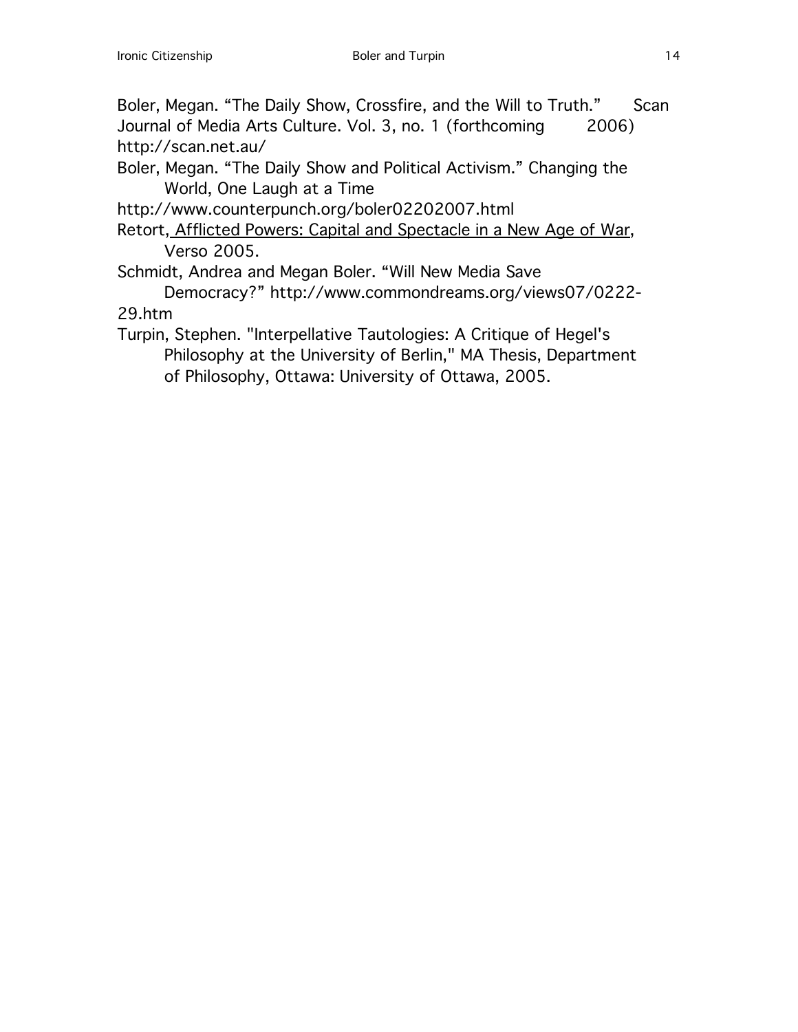Boler, Megan. “The Daily Show, Crossfire, and the Will to Truth.” Scan Journal of Media Arts Culture. Vol. 3, no. 1 (forthcoming 2006) http://scan.net.au/

Boler, Megan. “The Daily Show and Political Activism.” Changing the World, One Laugh at a Time http://www.counterpunch.org/boler02202007.html

Retort, Afflicted Powers: Capital and Spectacle in a New Age of War, Verso 2005.

Schmidt, Andrea and Megan Boler. “Will New Media Save Democracy?” http://www.commondreams.org/views07/0222-29.htm

Turpin, Stephen. "Interpellative Tautologies: A Critique of Hegel's Philosophy at the University of Berlin," MA Thesis, Department of Philosophy, Ottawa: University of Ottawa, 2005.